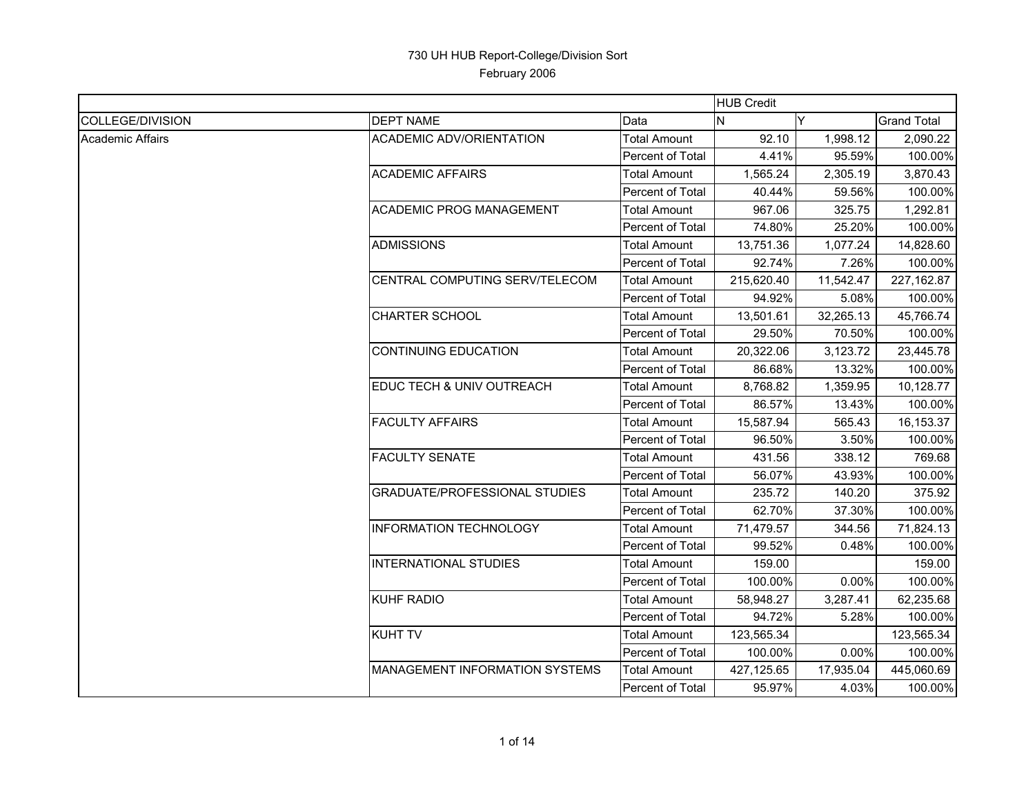# 730 UH HUB Report-College/Division Sort

February 2006

| | | | HUB Credit | | |
|---|---|---|---|---|---|
| COLLEGE/DIVISION | DEPT NAME | Data | N | Y | Grand Total |
| Academic Affairs | ACADEMIC ADV/ORIENTATION | Total Amount | 92.10 | 1,998.12 | 2,090.22 |
| | | Percent of Total | 4.41% | 95.59% | 100.00% |
| | ACADEMIC AFFAIRS | Total Amount | 1,565.24 | 2,305.19 | 3,870.43 |
| | | Percent of Total | 40.44% | 59.56% | 100.00% |
| | ACADEMIC PROG MANAGEMENT | Total Amount | 967.06 | 325.75 | 1,292.81 |
| | | Percent of Total | 74.80% | 25.20% | 100.00% |
| | ADMISSIONS | Total Amount | 13,751.36 | 1,077.24 | 14,828.60 |
| | | Percent of Total | 92.74% | 7.26% | 100.00% |
| | CENTRAL COMPUTING SERV/TELECOM | Total Amount | 215,620.40 | 11,542.47 | 227,162.87 |
| | | Percent of Total | 94.92% | 5.08% | 100.00% |
| | CHARTER SCHOOL | Total Amount | 13,501.61 | 32,265.13 | 45,766.74 |
| | | Percent of Total | 29.50% | 70.50% | 100.00% |
| | CONTINUING EDUCATION | Total Amount | 20,322.06 | 3,123.72 | 23,445.78 |
| | | Percent of Total | 86.68% | 13.32% | 100.00% |
| | EDUC TECH & UNIV OUTREACH | Total Amount | 8,768.82 | 1,359.95 | 10,128.77 |
| | | Percent of Total | 86.57% | 13.43% | 100.00% |
| | FACULTY AFFAIRS | Total Amount | 15,587.94 | 565.43 | 16,153.37 |
| | | Percent of Total | 96.50% | 3.50% | 100.00% |
| | FACULTY SENATE | Total Amount | 431.56 | 338.12 | 769.68 |
| | | Percent of Total | 56.07% | 43.93% | 100.00% |
| | GRADUATE/PROFESSIONAL STUDIES | Total Amount | 235.72 | 140.20 | 375.92 |
| | | Percent of Total | 62.70% | 37.30% | 100.00% |
| | INFORMATION TECHNOLOGY | Total Amount | 71,479.57 | 344.56 | 71,824.13 |
| | | Percent of Total | 99.52% | 0.48% | 100.00% |
| | INTERNATIONAL STUDIES | Total Amount | 159.00 | | 159.00 |
| | | Percent of Total | 100.00% | 0.00% | 100.00% |
| | KUHF RADIO | Total Amount | 58,948.27 | 3,287.41 | 62,235.68 |
| | | Percent of Total | 94.72% | 5.28% | 100.00% |
| | KUHT TV | Total Amount | 123,565.34 | | 123,565.34 |
| | | Percent of Total | 100.00% | 0.00% | 100.00% |
| | MANAGEMENT INFORMATION SYSTEMS | Total Amount | 427,125.65 | 17,935.04 | 445,060.69 |
| | | Percent of Total | 95.97% | 4.03% | 100.00% |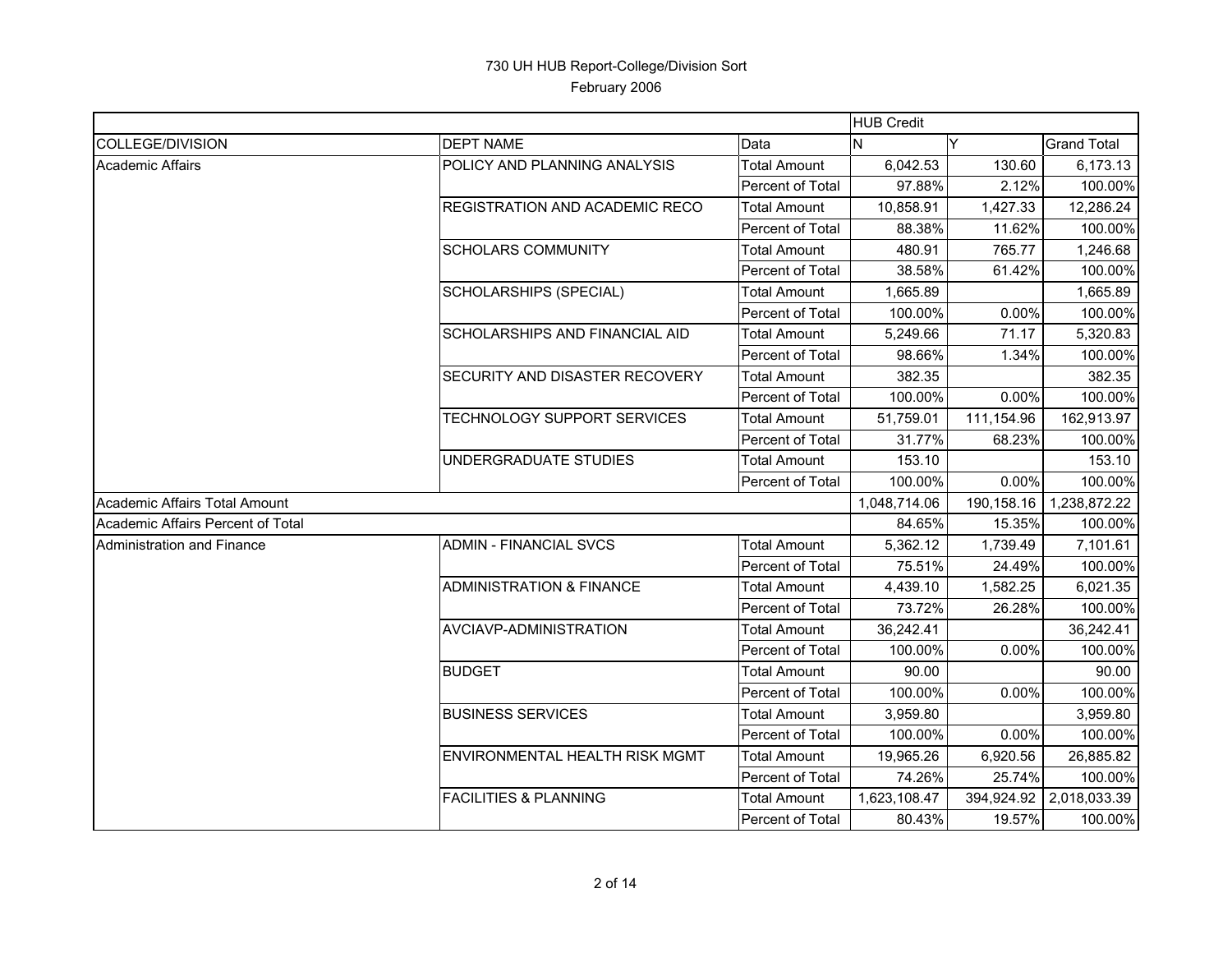# 730 UH HUB Report-College/Division Sort

February 2006

| | | | HUB Credit | | |
|---|---|---|---|---|---|
| COLLEGE/DIVISION | DEPT NAME | Data | N | Y | Grand Total |
| Academic Affairs | POLICY AND PLANNING ANALYSIS | Total Amount | 6,042.53 | 130.60 | 6,173.13 |
| | | Percent of Total | 97.88% | 2.12% | 100.00% |
| | REGISTRATION AND ACADEMIC RECO | Total Amount | 10,858.91 | 1,427.33 | 12,286.24 |
| | | Percent of Total | 88.38% | 11.62% | 100.00% |
| | SCHOLARS COMMUNITY | Total Amount | 480.91 | 765.77 | 1,246.68 |
| | | Percent of Total | 38.58% | 61.42% | 100.00% |
| | SCHOLARSHIPS (SPECIAL) | Total Amount | 1,665.89 | | 1,665.89 |
| | | Percent of Total | 100.00% | 0.00% | 100.00% |
| | SCHOLARSHIPS AND FINANCIAL AID | Total Amount | 5,249.66 | 71.17 | 5,320.83 |
| | | Percent of Total | 98.66% | 1.34% | 100.00% |
| | SECURITY AND DISASTER RECOVERY | Total Amount | 382.35 | | 382.35 |
| | | Percent of Total | 100.00% | 0.00% | 100.00% |
| | TECHNOLOGY SUPPORT SERVICES | Total Amount | 51,759.01 | 111,154.96 | 162,913.97 |
| | | Percent of Total | 31.77% | 68.23% | 100.00% |
| | UNDERGRADUATE STUDIES | Total Amount | 153.10 | | 153.10 |
| | | Percent of Total | 100.00% | 0.00% | 100.00% |
| Academic Affairs Total Amount | | | 1,048,714.06 | 190,158.16 | 1,238,872.22 |
| Academic Affairs Percent of Total | | | 84.65% | 15.35% | 100.00% |
| Administration and Finance | ADMIN - FINANCIAL SVCS | Total Amount | 5,362.12 | 1,739.49 | 7,101.61 |
| | | Percent of Total | 75.51% | 24.49% | 100.00% |
| | ADMINISTRATION & FINANCE | Total Amount | 4,439.10 | 1,582.25 | 6,021.35 |
| | | Percent of Total | 73.72% | 26.28% | 100.00% |
| | AVCIAVP-ADMINISTRATION | Total Amount | 36,242.41 | | 36,242.41 |
| | | Percent of Total | 100.00% | 0.00% | 100.00% |
| | BUDGET | Total Amount | 90.00 | | 90.00 |
| | | Percent of Total | 100.00% | 0.00% | 100.00% |
| | BUSINESS SERVICES | Total Amount | 3,959.80 | | 3,959.80 |
| | | Percent of Total | 100.00% | 0.00% | 100.00% |
| | ENVIRONMENTAL HEALTH RISK MGMT | Total Amount | 19,965.26 | 6,920.56 | 26,885.82 |
| | | Percent of Total | 74.26% | 25.74% | 100.00% |
| | FACILITIES & PLANNING | Total Amount | 1,623,108.47 | 394,924.92 | 2,018,033.39 |
| | | Percent of Total | 80.43% | 19.57% | 100.00% |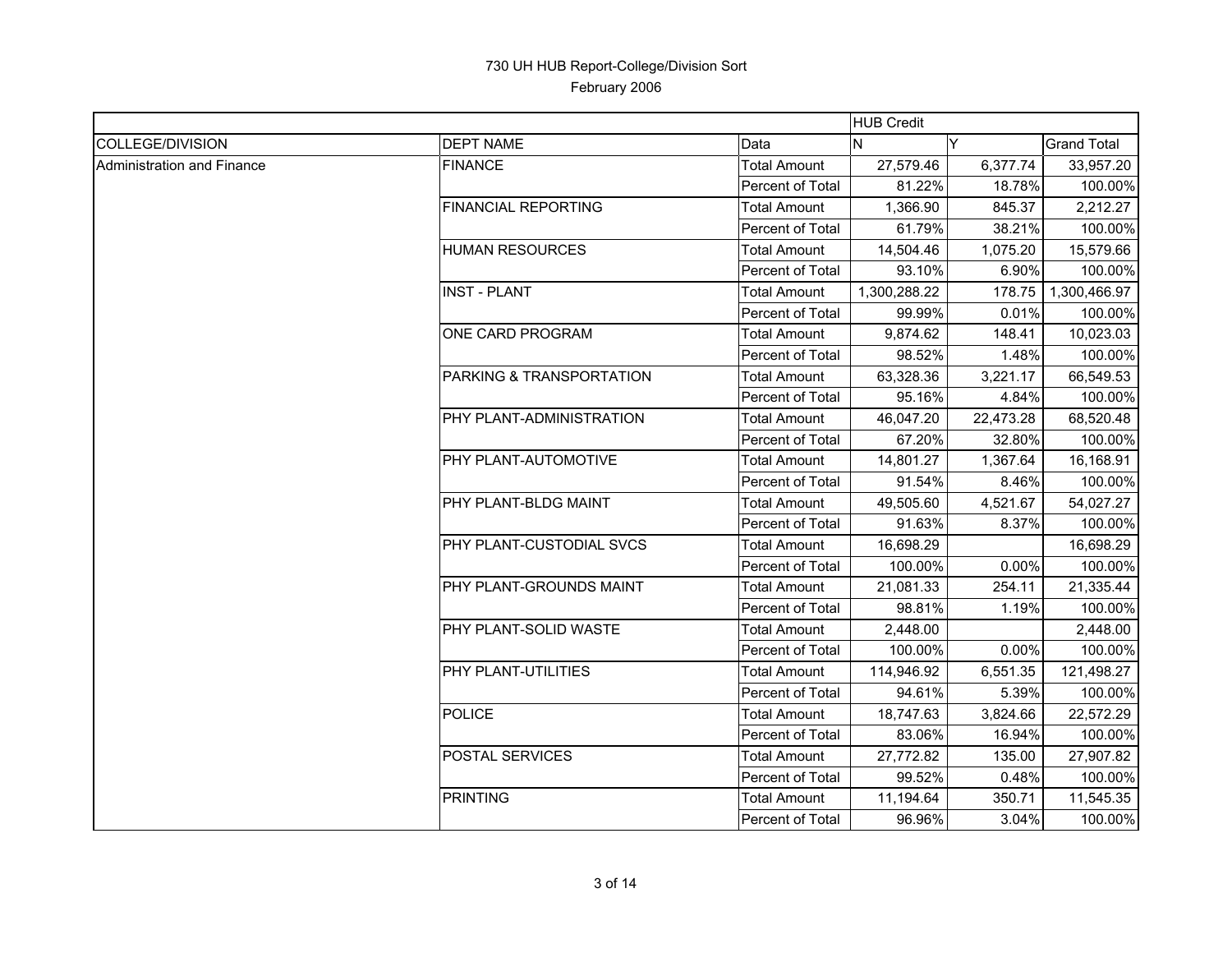# 730 UH HUB Report-College/Division Sort

February 2006

| | | | HUB Credit | | |
|---|---|---|---|---|---|
| COLLEGE/DIVISION | DEPT NAME | Data | N | Y | Grand Total |
| Administration and Finance | FINANCE | Total Amount | 27,579.46 | 6,377.74 | 33,957.20 |
| | | Percent of Total | 81.22% | 18.78% | 100.00% |
| | FINANCIAL REPORTING | Total Amount | 1,366.90 | 845.37 | 2,212.27 |
| | | Percent of Total | 61.79% | 38.21% | 100.00% |
| | HUMAN RESOURCES | Total Amount | 14,504.46 | 1,075.20 | 15,579.66 |
| | | Percent of Total | 93.10% | 6.90% | 100.00% |
| | INST - PLANT | Total Amount | 1,300,288.22 | 178.75 | 1,300,466.97 |
| | | Percent of Total | 99.99% | 0.01% | 100.00% |
| | ONE CARD PROGRAM | Total Amount | 9,874.62 | 148.41 | 10,023.03 |
| | | Percent of Total | 98.52% | 1.48% | 100.00% |
| | PARKING & TRANSPORTATION | Total Amount | 63,328.36 | 3,221.17 | 66,549.53 |
| | | Percent of Total | 95.16% | 4.84% | 100.00% |
| | PHY PLANT-ADMINISTRATION | Total Amount | 46,047.20 | 22,473.28 | 68,520.48 |
| | | Percent of Total | 67.20% | 32.80% | 100.00% |
| | PHY PLANT-AUTOMOTIVE | Total Amount | 14,801.27 | 1,367.64 | 16,168.91 |
| | | Percent of Total | 91.54% | 8.46% | 100.00% |
| | PHY PLANT-BLDG MAINT | Total Amount | 49,505.60 | 4,521.67 | 54,027.27 |
| | | Percent of Total | 91.63% | 8.37% | 100.00% |
| | PHY PLANT-CUSTODIAL SVCS | Total Amount | 16,698.29 | | 16,698.29 |
| | | Percent of Total | 100.00% | 0.00% | 100.00% |
| | PHY PLANT-GROUNDS MAINT | Total Amount | 21,081.33 | 254.11 | 21,335.44 |
| | | Percent of Total | 98.81% | 1.19% | 100.00% |
| | PHY PLANT-SOLID WASTE | Total Amount | 2,448.00 | | 2,448.00 |
| | | Percent of Total | 100.00% | 0.00% | 100.00% |
| | PHY PLANT-UTILITIES | Total Amount | 114,946.92 | 6,551.35 | 121,498.27 |
| | | Percent of Total | 94.61% | 5.39% | 100.00% |
| | POLICE | Total Amount | 18,747.63 | 3,824.66 | 22,572.29 |
| | | Percent of Total | 83.06% | 16.94% | 100.00% |
| | POSTAL SERVICES | Total Amount | 27,772.82 | 135.00 | 27,907.82 |
| | | Percent of Total | 99.52% | 0.48% | 100.00% |
| | PRINTING | Total Amount | 11,194.64 | 350.71 | 11,545.35 |
| | | Percent of Total | 96.96% | 3.04% | 100.00% |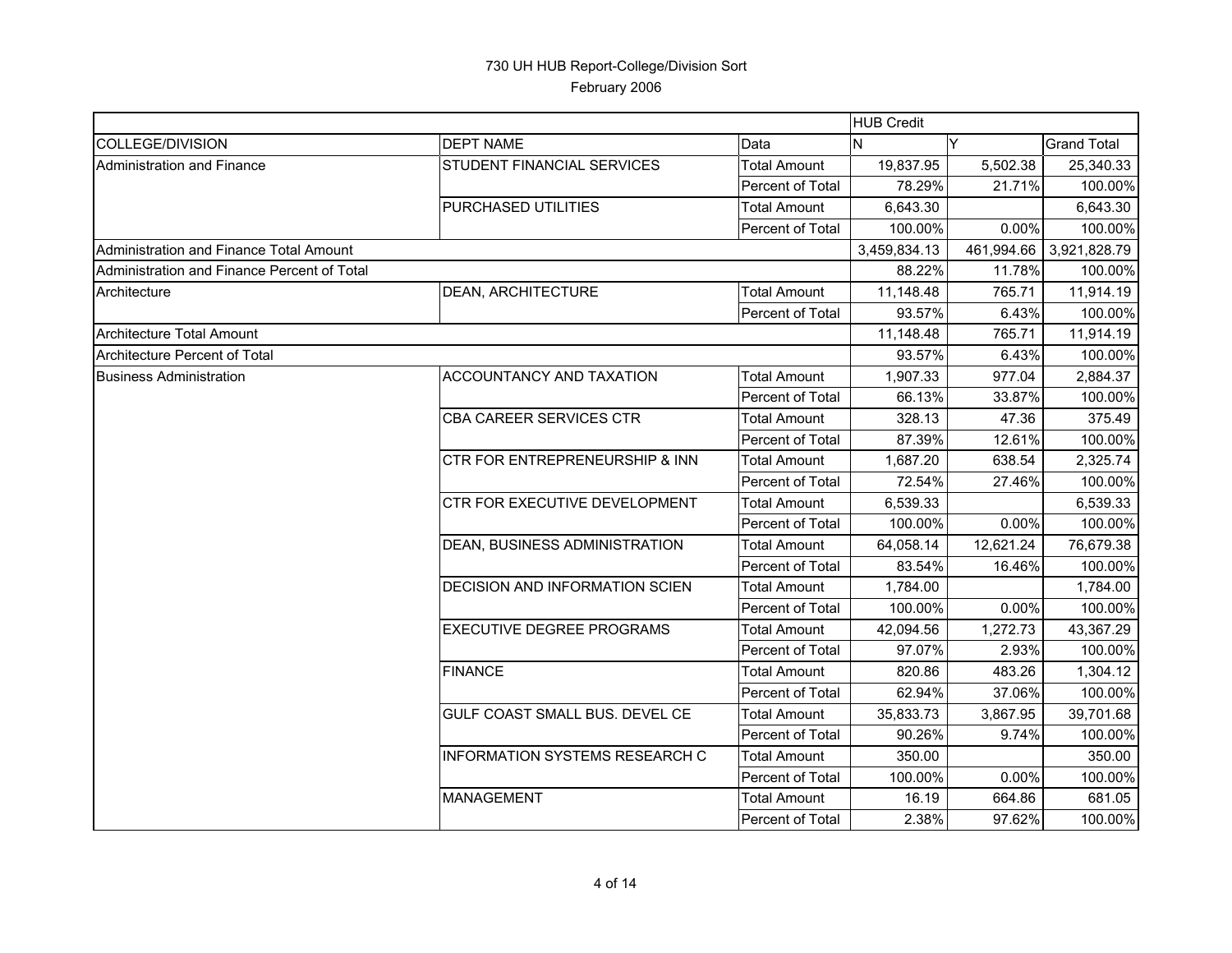730 UH HUB Report-College/Division Sort

February 2006

| | | | HUB Credit | | |
|---|---|---|---|---|---|
| COLLEGE/DIVISION | DEPT NAME | Data | N | Y | Grand Total |
| Administration and Finance | STUDENT FINANCIAL SERVICES | Total Amount | 19,837.95 | 5,502.38 | 25,340.33 |
| | | Percent of Total | 78.29% | 21.71% | 100.00% |
| | PURCHASED UTILITIES | Total Amount | 6,643.30 | | 6,643.30 |
| | | Percent of Total | 100.00% | 0.00% | 100.00% |
| Administration and Finance Total Amount | | | 3,459,834.13 | 461,994.66 | 3,921,828.79 |
| Administration and Finance Percent of Total | | | 88.22% | 11.78% | 100.00% |
| Architecture | DEAN, ARCHITECTURE | Total Amount | 11,148.48 | 765.71 | 11,914.19 |
| | | Percent of Total | 93.57% | 6.43% | 100.00% |
| Architecture Total Amount | | | 11,148.48 | 765.71 | 11,914.19 |
| Architecture Percent of Total | | | 93.57% | 6.43% | 100.00% |
| Business Administration | ACCOUNTANCY AND TAXATION | Total Amount | 1,907.33 | 977.04 | 2,884.37 |
| | | Percent of Total | 66.13% | 33.87% | 100.00% |
| | CBA CAREER SERVICES CTR | Total Amount | 328.13 | 47.36 | 375.49 |
| | | Percent of Total | 87.39% | 12.61% | 100.00% |
| | CTR FOR ENTREPRENEURSHIP & INN | Total Amount | 1,687.20 | 638.54 | 2,325.74 |
| | | Percent of Total | 72.54% | 27.46% | 100.00% |
| | CTR FOR EXECUTIVE DEVELOPMENT | Total Amount | 6,539.33 | | 6,539.33 |
| | | Percent of Total | 100.00% | 0.00% | 100.00% |
| | DEAN, BUSINESS ADMINISTRATION | Total Amount | 64,058.14 | 12,621.24 | 76,679.38 |
| | | Percent of Total | 83.54% | 16.46% | 100.00% |
| | DECISION AND INFORMATION SCIEN | Total Amount | 1,784.00 | | 1,784.00 |
| | | Percent of Total | 100.00% | 0.00% | 100.00% |
| | EXECUTIVE DEGREE PROGRAMS | Total Amount | 42,094.56 | 1,272.73 | 43,367.29 |
| | | Percent of Total | 97.07% | 2.93% | 100.00% |
| | FINANCE | Total Amount | 820.86 | 483.26 | 1,304.12 |
| | | Percent of Total | 62.94% | 37.06% | 100.00% |
| | GULF COAST SMALL BUS. DEVEL CE | Total Amount | 35,833.73 | 3,867.95 | 39,701.68 |
| | | Percent of Total | 90.26% | 9.74% | 100.00% |
| | INFORMATION SYSTEMS RESEARCH C | Total Amount | 350.00 | | 350.00 |
| | | Percent of Total | 100.00% | 0.00% | 100.00% |
| | MANAGEMENT | Total Amount | 16.19 | 664.86 | 681.05 |
| | | Percent of Total | 2.38% | 97.62% | 100.00% |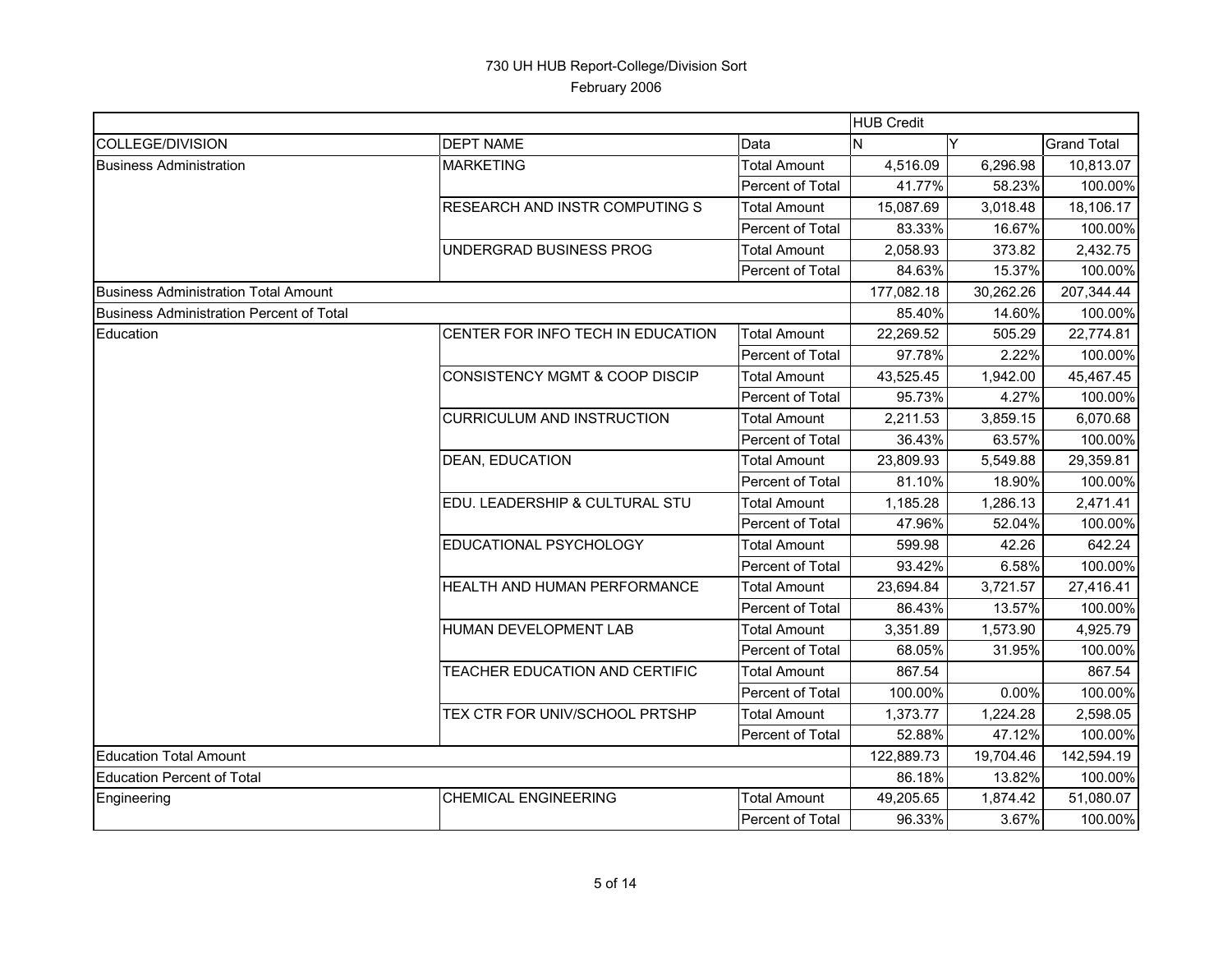# 730 UH HUB Report-College/Division Sort

February 2006

| | | | HUB Credit | | |
|---|---|---|---|---|---|
| COLLEGE/DIVISION | DEPT NAME | Data | N | Y | Grand Total |
| Business Administration | MARKETING | Total Amount | 4,516.09 | 6,296.98 | 10,813.07 |
| | | Percent of Total | 41.77% | 58.23% | 100.00% |
| | RESEARCH AND INSTR COMPUTING S | Total Amount | 15,087.69 | 3,018.48 | 18,106.17 |
| | | Percent of Total | 83.33% | 16.67% | 100.00% |
| | UNDERGRAD BUSINESS PROG | Total Amount | 2,058.93 | 373.82 | 2,432.75 |
| | | Percent of Total | 84.63% | 15.37% | 100.00% |
| Business Administration Total Amount | | | 177,082.18 | 30,262.26 | 207,344.44 |
| Business Administration Percent of Total | | | 85.40% | 14.60% | 100.00% |
| Education | CENTER FOR INFO TECH IN EDUCATION | Total Amount | 22,269.52 | 505.29 | 22,774.81 |
| | | Percent of Total | 97.78% | 2.22% | 100.00% |
| | CONSISTENCY MGMT & COOP DISCIP | Total Amount | 43,525.45 | 1,942.00 | 45,467.45 |
| | | Percent of Total | 95.73% | 4.27% | 100.00% |
| | CURRICULUM AND INSTRUCTION | Total Amount | 2,211.53 | 3,859.15 | 6,070.68 |
| | | Percent of Total | 36.43% | 63.57% | 100.00% |
| | DEAN, EDUCATION | Total Amount | 23,809.93 | 5,549.88 | 29,359.81 |
| | | Percent of Total | 81.10% | 18.90% | 100.00% |
| | EDU. LEADERSHIP & CULTURAL STU | Total Amount | 1,185.28 | 1,286.13 | 2,471.41 |
| | | Percent of Total | 47.96% | 52.04% | 100.00% |
| | EDUCATIONAL PSYCHOLOGY | Total Amount | 599.98 | 42.26 | 642.24 |
| | | Percent of Total | 93.42% | 6.58% | 100.00% |
| | HEALTH AND HUMAN PERFORMANCE | Total Amount | 23,694.84 | 3,721.57 | 27,416.41 |
| | | Percent of Total | 86.43% | 13.57% | 100.00% |
| | HUMAN DEVELOPMENT LAB | Total Amount | 3,351.89 | 1,573.90 | 4,925.79 |
| | | Percent of Total | 68.05% | 31.95% | 100.00% |
| | TEACHER EDUCATION AND CERTIFIC | Total Amount | 867.54 | | 867.54 |
| | | Percent of Total | 100.00% | 0.00% | 100.00% |
| | TEX CTR FOR UNIV/SCHOOL PRTSHP | Total Amount | 1,373.77 | 1,224.28 | 2,598.05 |
| | | Percent of Total | 52.88% | 47.12% | 100.00% |
| Education Total Amount | | | 122,889.73 | 19,704.46 | 142,594.19 |
| Education Percent of Total | | | 86.18% | 13.82% | 100.00% |
| Engineering | CHEMICAL ENGINEERING | Total Amount | 49,205.65 | 1,874.42 | 51,080.07 |
| | | Percent of Total | 96.33% | 3.67% | 100.00% |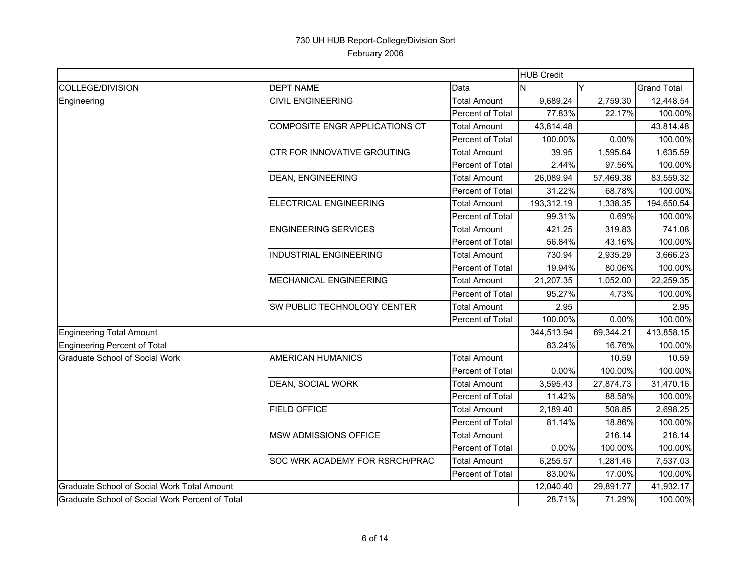# 730 UH HUB Report-College/Division Sort

February 2006

| | | | HUB Credit | | |
|---|---|---|---|---|---|
| COLLEGE/DIVISION | DEPT NAME | Data | N | Y | Grand Total |
| Engineering | CIVIL ENGINEERING | Total Amount | 9,689.24 | 2,759.30 | 12,448.54 |
| | | Percent of Total | 77.83% | 22.17% | 100.00% |
| | COMPOSITE ENGR APPLICATIONS CT | Total Amount | 43,814.48 | | 43,814.48 |
| | | Percent of Total | 100.00% | 0.00% | 100.00% |
| | CTR FOR INNOVATIVE GROUTING | Total Amount | 39.95 | 1,595.64 | 1,635.59 |
| | | Percent of Total | 2.44% | 97.56% | 100.00% |
| | DEAN, ENGINEERING | Total Amount | 26,089.94 | 57,469.38 | 83,559.32 |
| | | Percent of Total | 31.22% | 68.78% | 100.00% |
| | ELECTRICAL ENGINEERING | Total Amount | 193,312.19 | 1,338.35 | 194,650.54 |
| | | Percent of Total | 99.31% | 0.69% | 100.00% |
| | ENGINEERING SERVICES | Total Amount | 421.25 | 319.83 | 741.08 |
| | | Percent of Total | 56.84% | 43.16% | 100.00% |
| | INDUSTRIAL ENGINEERING | Total Amount | 730.94 | 2,935.29 | 3,666.23 |
| | | Percent of Total | 19.94% | 80.06% | 100.00% |
| | MECHANICAL ENGINEERING | Total Amount | 21,207.35 | 1,052.00 | 22,259.35 |
| | | Percent of Total | 95.27% | 4.73% | 100.00% |
| | SW PUBLIC TECHNOLOGY CENTER | Total Amount | 2.95 | | 2.95 |
| | | Percent of Total | 100.00% | 0.00% | 100.00% |
| Engineering Total Amount | | | 344,513.94 | 69,344.21 | 413,858.15 |
| Engineering Percent of Total | | | 83.24% | 16.76% | 100.00% |
| Graduate School of Social Work | AMERICAN HUMANICS | Total Amount | | 10.59 | 10.59 |
| | | Percent of Total | 0.00% | 100.00% | 100.00% |
| | DEAN, SOCIAL WORK | Total Amount | 3,595.43 | 27,874.73 | 31,470.16 |
| | | Percent of Total | 11.42% | 88.58% | 100.00% |
| | FIELD OFFICE | Total Amount | 2,189.40 | 508.85 | 2,698.25 |
| | | Percent of Total | 81.14% | 18.86% | 100.00% |
| | MSW ADMISSIONS OFFICE | Total Amount | | 216.14 | 216.14 |
| | | Percent of Total | 0.00% | 100.00% | 100.00% |
| | SOC WRK ACADEMY FOR RSRCH/PRAC | Total Amount | 6,255.57 | 1,281.46 | 7,537.03 |
| | | Percent of Total | 83.00% | 17.00% | 100.00% |
| Graduate School of Social Work Total Amount | | | 12,040.40 | 29,891.77 | 41,932.17 |
| Graduate School of Social Work Percent of Total | | | 28.71% | 71.29% | 100.00% |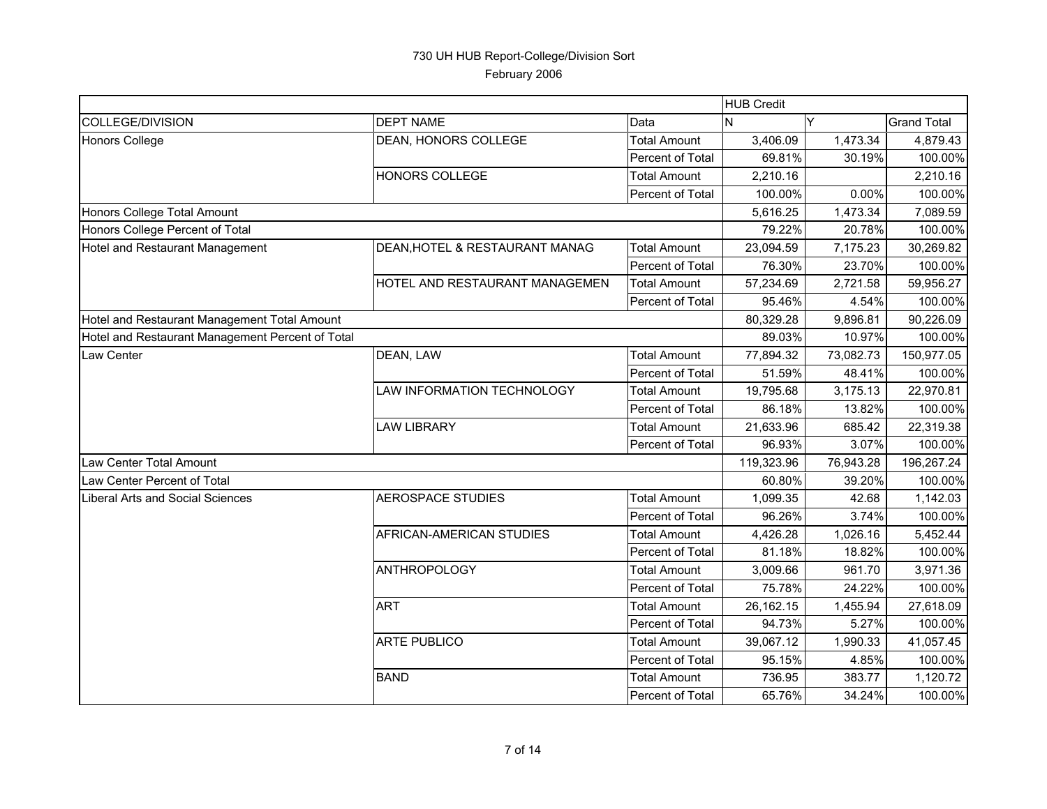730 UH HUB Report-College/Division Sort

February 2006

| | | | HUB Credit | | |
|---|---|---|---|---|---|
| COLLEGE/DIVISION | DEPT NAME | Data | N | Y | Grand Total |
| Honors College | DEAN, HONORS COLLEGE | Total Amount | 3,406.09 | 1,473.34 | 4,879.43 |
| | | Percent of Total | 69.81% | 30.19% | 100.00% |
| | HONORS COLLEGE | Total Amount | 2,210.16 | | 2,210.16 |
| | | Percent of Total | 100.00% | 0.00% | 100.00% |
| Honors College Total Amount | | | 5,616.25 | 1,473.34 | 7,089.59 |
| Honors College Percent of Total | | | 79.22% | 20.78% | 100.00% |
| Hotel and Restaurant Management | DEAN,HOTEL & RESTAURANT MANAG | Total Amount | 23,094.59 | 7,175.23 | 30,269.82 |
| | | Percent of Total | 76.30% | 23.70% | 100.00% |
| | HOTEL AND RESTAURANT MANAGEMEN | Total Amount | 57,234.69 | 2,721.58 | 59,956.27 |
| | | Percent of Total | 95.46% | 4.54% | 100.00% |
| Hotel and Restaurant Management Total Amount | | | 80,329.28 | 9,896.81 | 90,226.09 |
| Hotel and Restaurant Management Percent of Total | | | 89.03% | 10.97% | 100.00% |
| Law Center | DEAN, LAW | Total Amount | 77,894.32 | 73,082.73 | 150,977.05 |
| | | Percent of Total | 51.59% | 48.41% | 100.00% |
| | LAW INFORMATION TECHNOLOGY | Total Amount | 19,795.68 | 3,175.13 | 22,970.81 |
| | | Percent of Total | 86.18% | 13.82% | 100.00% |
| | LAW LIBRARY | Total Amount | 21,633.96 | 685.42 | 22,319.38 |
| | | Percent of Total | 96.93% | 3.07% | 100.00% |
| Law Center Total Amount | | | 119,323.96 | 76,943.28 | 196,267.24 |
| Law Center Percent of Total | | | 60.80% | 39.20% | 100.00% |
| Liberal Arts and Social Sciences | AEROSPACE STUDIES | Total Amount | 1,099.35 | 42.68 | 1,142.03 |
| | | Percent of Total | 96.26% | 3.74% | 100.00% |
| | AFRICAN-AMERICAN STUDIES | Total Amount | 4,426.28 | 1,026.16 | 5,452.44 |
| | | Percent of Total | 81.18% | 18.82% | 100.00% |
| | ANTHROPOLOGY | Total Amount | 3,009.66 | 961.70 | 3,971.36 |
| | | Percent of Total | 75.78% | 24.22% | 100.00% |
| | ART | Total Amount | 26,162.15 | 1,455.94 | 27,618.09 |
| | | Percent of Total | 94.73% | 5.27% | 100.00% |
| | ARTE PUBLICO | Total Amount | 39,067.12 | 1,990.33 | 41,057.45 |
| | | Percent of Total | 95.15% | 4.85% | 100.00% |
| | BAND | Total Amount | 736.95 | 383.77 | 1,120.72 |
| | | Percent of Total | 65.76% | 34.24% | 100.00% |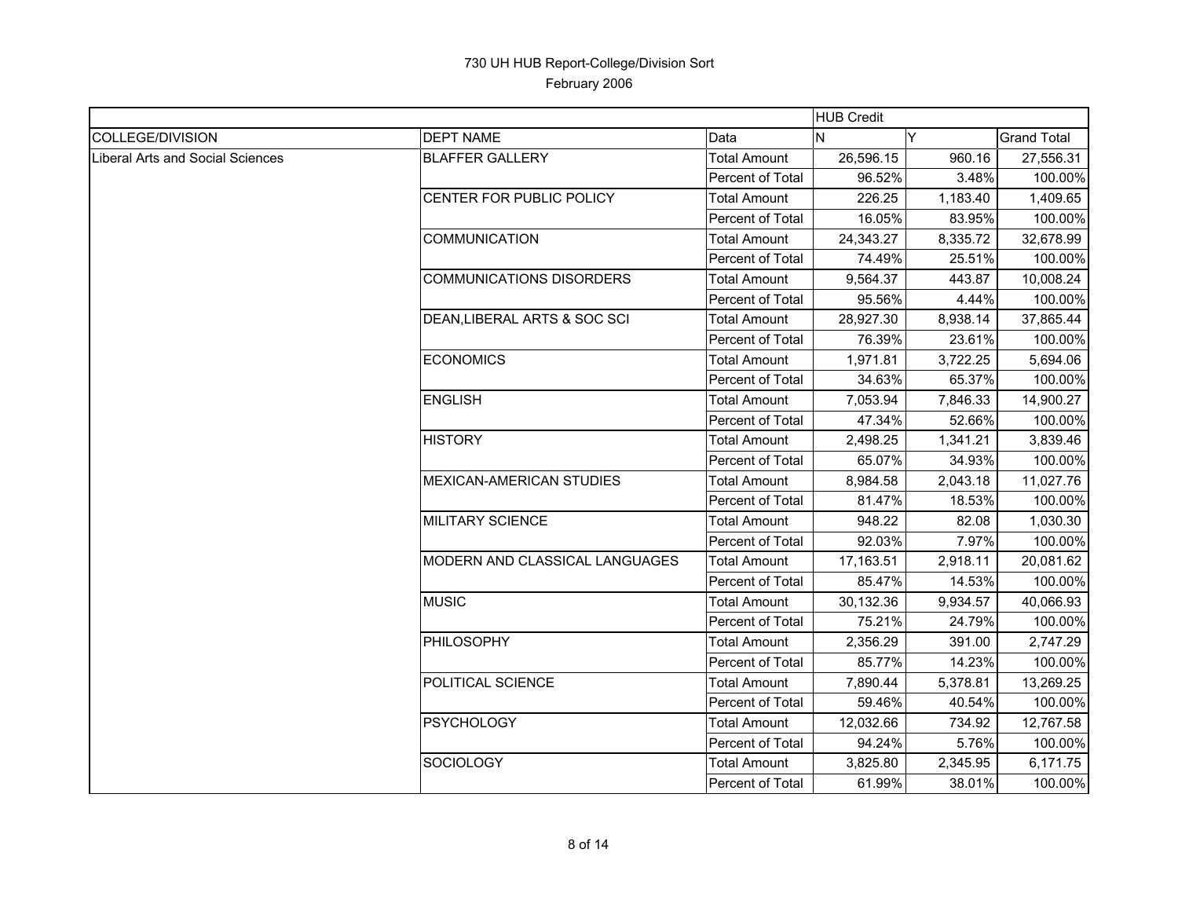730 UH HUB Report-College/Division Sort

February 2006

| | | | HUB Credit | | |
|---|---|---|---|---|---|
| COLLEGE/DIVISION | DEPT NAME | Data | N | Y | Grand Total |
| Liberal Arts and Social Sciences | BLAFFER GALLERY | Total Amount | 26,596.15 | 960.16 | 27,556.31 |
| | | Percent of Total | 96.52% | 3.48% | 100.00% |
| | CENTER FOR PUBLIC POLICY | Total Amount | 226.25 | 1,183.40 | 1,409.65 |
| | | Percent of Total | 16.05% | 83.95% | 100.00% |
| | COMMUNICATION | Total Amount | 24,343.27 | 8,335.72 | 32,678.99 |
| | | Percent of Total | 74.49% | 25.51% | 100.00% |
| | COMMUNICATIONS DISORDERS | Total Amount | 9,564.37 | 443.87 | 10,008.24 |
| | | Percent of Total | 95.56% | 4.44% | 100.00% |
| | DEAN,LIBERAL ARTS & SOC SCI | Total Amount | 28,927.30 | 8,938.14 | 37,865.44 |
| | | Percent of Total | 76.39% | 23.61% | 100.00% |
| | ECONOMICS | Total Amount | 1,971.81 | 3,722.25 | 5,694.06 |
| | | Percent of Total | 34.63% | 65.37% | 100.00% |
| | ENGLISH | Total Amount | 7,053.94 | 7,846.33 | 14,900.27 |
| | | Percent of Total | 47.34% | 52.66% | 100.00% |
| | HISTORY | Total Amount | 2,498.25 | 1,341.21 | 3,839.46 |
| | | Percent of Total | 65.07% | 34.93% | 100.00% |
| | MEXICAN-AMERICAN STUDIES | Total Amount | 8,984.58 | 2,043.18 | 11,027.76 |
| | | Percent of Total | 81.47% | 18.53% | 100.00% |
| | MILITARY SCIENCE | Total Amount | 948.22 | 82.08 | 1,030.30 |
| | | Percent of Total | 92.03% | 7.97% | 100.00% |
| | MODERN AND CLASSICAL LANGUAGES | Total Amount | 17,163.51 | 2,918.11 | 20,081.62 |
| | | Percent of Total | 85.47% | 14.53% | 100.00% |
| | MUSIC | Total Amount | 30,132.36 | 9,934.57 | 40,066.93 |
| | | Percent of Total | 75.21% | 24.79% | 100.00% |
| | PHILOSOPHY | Total Amount | 2,356.29 | 391.00 | 2,747.29 |
| | | Percent of Total | 85.77% | 14.23% | 100.00% |
| | POLITICAL SCIENCE | Total Amount | 7,890.44 | 5,378.81 | 13,269.25 |
| | | Percent of Total | 59.46% | 40.54% | 100.00% |
| | PSYCHOLOGY | Total Amount | 12,032.66 | 734.92 | 12,767.58 |
| | | Percent of Total | 94.24% | 5.76% | 100.00% |
| | SOCIOLOGY | Total Amount | 3,825.80 | 2,345.95 | 6,171.75 |
| | | Percent of Total | 61.99% | 38.01% | 100.00% |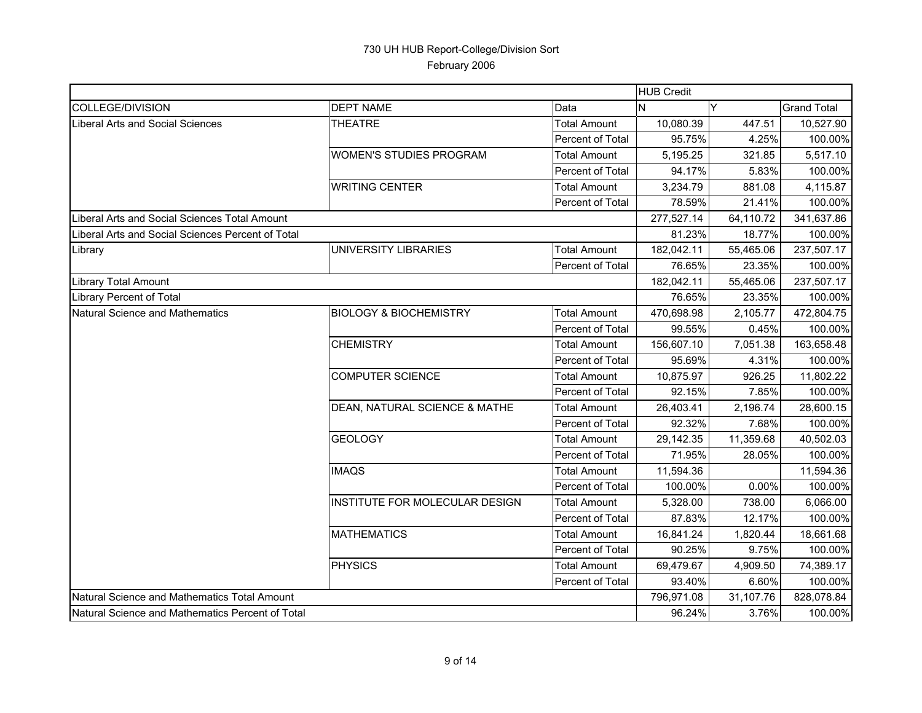# 730 UH HUB Report-College/Division Sort

February 2006

| | | | HUB Credit | | |
|---|---|---|---|---|---|
| COLLEGE/DIVISION | DEPT NAME | Data | N | Y | Grand Total |
| Liberal Arts and Social Sciences | THEATRE | Total Amount | 10,080.39 | 447.51 | 10,527.90 |
| | | Percent of Total | 95.75% | 4.25% | 100.00% |
| | WOMEN'S STUDIES PROGRAM | Total Amount | 5,195.25 | 321.85 | 5,517.10 |
| | | Percent of Total | 94.17% | 5.83% | 100.00% |
| | WRITING CENTER | Total Amount | 3,234.79 | 881.08 | 4,115.87 |
| | | Percent of Total | 78.59% | 21.41% | 100.00% |
| Liberal Arts and Social Sciences Total Amount | | | 277,527.14 | 64,110.72 | 341,637.86 |
| Liberal Arts and Social Sciences Percent of Total | | | 81.23% | 18.77% | 100.00% |
| Library | UNIVERSITY LIBRARIES | Total Amount | 182,042.11 | 55,465.06 | 237,507.17 |
| | | Percent of Total | 76.65% | 23.35% | 100.00% |
| Library Total Amount | | | 182,042.11 | 55,465.06 | 237,507.17 |
| Library Percent of Total | | | 76.65% | 23.35% | 100.00% |
| Natural Science and Mathematics | BIOLOGY & BIOCHEMISTRY | Total Amount | 470,698.98 | 2,105.77 | 472,804.75 |
| | | Percent of Total | 99.55% | 0.45% | 100.00% |
| | CHEMISTRY | Total Amount | 156,607.10 | 7,051.38 | 163,658.48 |
| | | Percent of Total | 95.69% | 4.31% | 100.00% |
| | COMPUTER SCIENCE | Total Amount | 10,875.97 | 926.25 | 11,802.22 |
| | | Percent of Total | 92.15% | 7.85% | 100.00% |
| | DEAN, NATURAL SCIENCE & MATHE | Total Amount | 26,403.41 | 2,196.74 | 28,600.15 |
| | | Percent of Total | 92.32% | 7.68% | 100.00% |
| | GEOLOGY | Total Amount | 29,142.35 | 11,359.68 | 40,502.03 |
| | | Percent of Total | 71.95% | 28.05% | 100.00% |
| | IMAQS | Total Amount | 11,594.36 | | 11,594.36 |
| | | Percent of Total | 100.00% | 0.00% | 100.00% |
| | INSTITUTE FOR MOLECULAR DESIGN | Total Amount | 5,328.00 | 738.00 | 6,066.00 |
| | | Percent of Total | 87.83% | 12.17% | 100.00% |
| | MATHEMATICS | Total Amount | 16,841.24 | 1,820.44 | 18,661.68 |
| | | Percent of Total | 90.25% | 9.75% | 100.00% |
| | PHYSICS | Total Amount | 69,479.67 | 4,909.50 | 74,389.17 |
| | | Percent of Total | 93.40% | 6.60% | 100.00% |
| Natural Science and Mathematics Total Amount | | | 796,971.08 | 31,107.76 | 828,078.84 |
| Natural Science and Mathematics Percent of Total | | | 96.24% | 3.76% | 100.00% |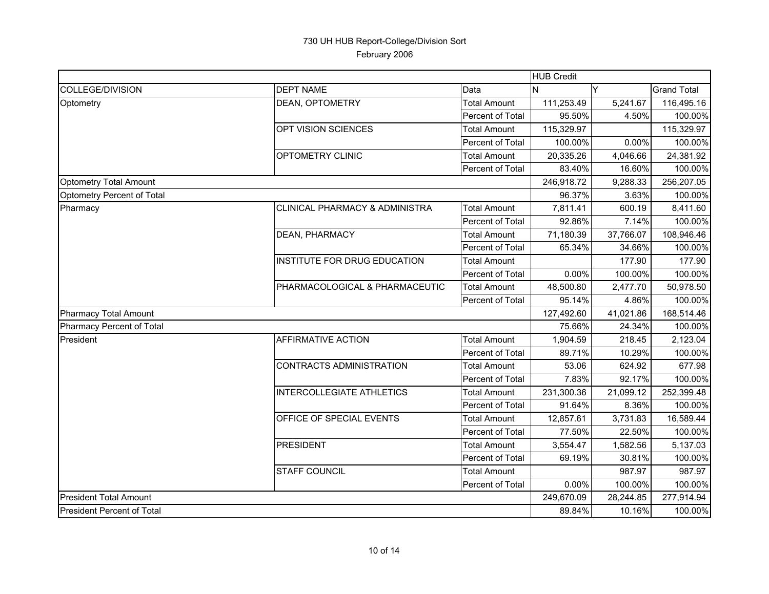# 730 UH HUB Report-College/Division Sort

February 2006

| | | | HUB Credit | | |
|---|---|---|---|---|---|
| COLLEGE/DIVISION | DEPT NAME | Data | N | Y | Grand Total |
| Optometry | DEAN, OPTOMETRY | Total Amount | 111,253.49 | 5,241.67 | 116,495.16 |
| | | Percent of Total | 95.50% | 4.50% | 100.00% |
| | OPT VISION SCIENCES | Total Amount | 115,329.97 | | 115,329.97 |
| | | Percent of Total | 100.00% | 0.00% | 100.00% |
| | OPTOMETRY CLINIC | Total Amount | 20,335.26 | 4,046.66 | 24,381.92 |
| | | Percent of Total | 83.40% | 16.60% | 100.00% |
| Optometry Total Amount | | | 246,918.72 | 9,288.33 | 256,207.05 |
| Optometry Percent of Total | | | 96.37% | 3.63% | 100.00% |
| Pharmacy | CLINICAL PHARMACY & ADMINISTRA | Total Amount | 7,811.41 | 600.19 | 8,411.60 |
| | | Percent of Total | 92.86% | 7.14% | 100.00% |
| | DEAN, PHARMACY | Total Amount | 71,180.39 | 37,766.07 | 108,946.46 |
| | | Percent of Total | 65.34% | 34.66% | 100.00% |
| | INSTITUTE FOR DRUG EDUCATION | Total Amount | | 177.90 | 177.90 |
| | | Percent of Total | 0.00% | 100.00% | 100.00% |
| | PHARMACOLOGICAL & PHARMACEUTIC | Total Amount | 48,500.80 | 2,477.70 | 50,978.50 |
| | | Percent of Total | 95.14% | 4.86% | 100.00% |
| Pharmacy Total Amount | | | 127,492.60 | 41,021.86 | 168,514.46 |
| Pharmacy Percent of Total | | | 75.66% | 24.34% | 100.00% |
| President | AFFIRMATIVE ACTION | Total Amount | 1,904.59 | 218.45 | 2,123.04 |
| | | Percent of Total | 89.71% | 10.29% | 100.00% |
| | CONTRACTS ADMINISTRATION | Total Amount | 53.06 | 624.92 | 677.98 |
| | | Percent of Total | 7.83% | 92.17% | 100.00% |
| | INTERCOLLEGIATE ATHLETICS | Total Amount | 231,300.36 | 21,099.12 | 252,399.48 |
| | | Percent of Total | 91.64% | 8.36% | 100.00% |
| | OFFICE OF SPECIAL EVENTS | Total Amount | 12,857.61 | 3,731.83 | 16,589.44 |
| | | Percent of Total | 77.50% | 22.50% | 100.00% |
| | PRESIDENT | Total Amount | 3,554.47 | 1,582.56 | 5,137.03 |
| | | Percent of Total | 69.19% | 30.81% | 100.00% |
| | STAFF COUNCIL | Total Amount | | 987.97 | 987.97 |
| | | Percent of Total | 0.00% | 100.00% | 100.00% |
| President Total Amount | | | 249,670.09 | 28,244.85 | 277,914.94 |
| President Percent of Total | | | 89.84% | 10.16% | 100.00% |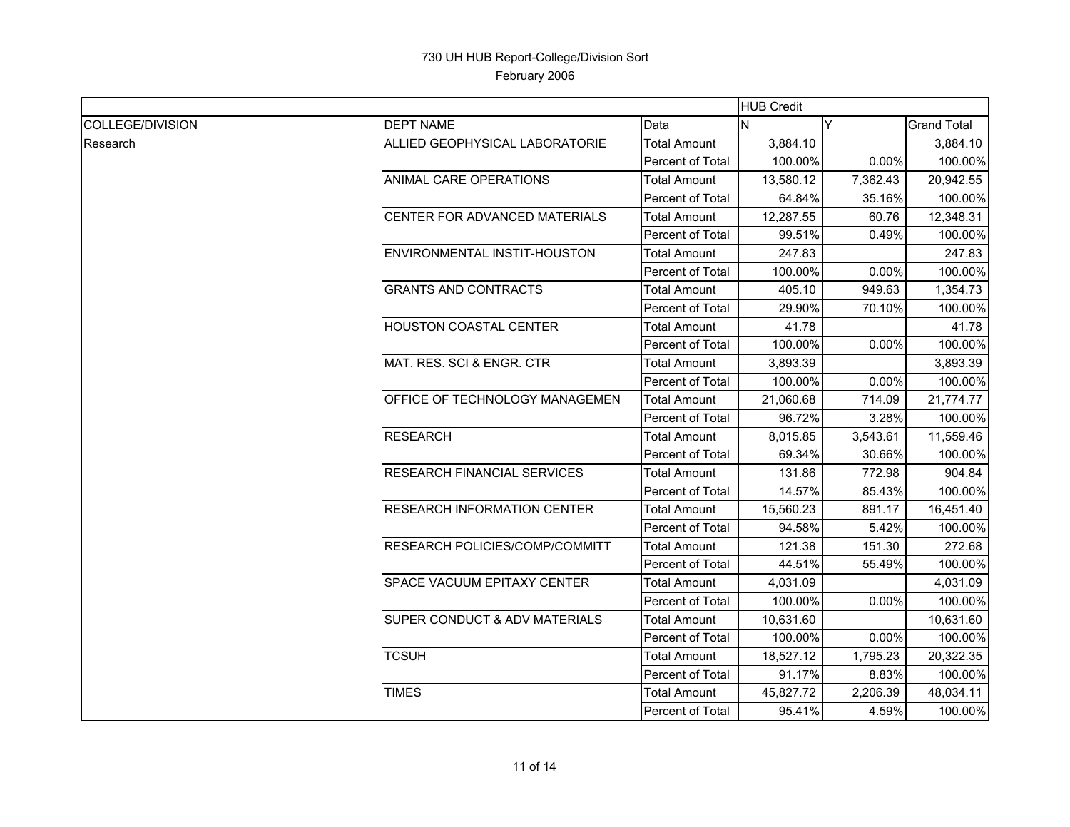730 UH HUB Report-College/Division Sort

February 2006

| | | | HUB Credit | | |
|---|---|---|---|---|---|
| COLLEGE/DIVISION | DEPT NAME | Data | N | Y | Grand Total |
| Research | ALLIED GEOPHYSICAL LABORATORIE | Total Amount | 3,884.10 | | 3,884.10 |
| | | Percent of Total | 100.00% | 0.00% | 100.00% |
| | ANIMAL CARE OPERATIONS | Total Amount | 13,580.12 | 7,362.43 | 20,942.55 |
| | | Percent of Total | 64.84% | 35.16% | 100.00% |
| | CENTER FOR ADVANCED MATERIALS | Total Amount | 12,287.55 | 60.76 | 12,348.31 |
| | | Percent of Total | 99.51% | 0.49% | 100.00% |
| | ENVIRONMENTAL INSTIT-HOUSTON | Total Amount | 247.83 | | 247.83 |
| | | Percent of Total | 100.00% | 0.00% | 100.00% |
| | GRANTS AND CONTRACTS | Total Amount | 405.10 | 949.63 | 1,354.73 |
| | | Percent of Total | 29.90% | 70.10% | 100.00% |
| | HOUSTON COASTAL CENTER | Total Amount | 41.78 | | 41.78 |
| | | Percent of Total | 100.00% | 0.00% | 100.00% |
| | MAT. RES. SCI & ENGR. CTR | Total Amount | 3,893.39 | | 3,893.39 |
| | | Percent of Total | 100.00% | 0.00% | 100.00% |
| | OFFICE OF TECHNOLOGY MANAGEMEN | Total Amount | 21,060.68 | 714.09 | 21,774.77 |
| | | Percent of Total | 96.72% | 3.28% | 100.00% |
| | RESEARCH | Total Amount | 8,015.85 | 3,543.61 | 11,559.46 |
| | | Percent of Total | 69.34% | 30.66% | 100.00% |
| | RESEARCH FINANCIAL SERVICES | Total Amount | 131.86 | 772.98 | 904.84 |
| | | Percent of Total | 14.57% | 85.43% | 100.00% |
| | RESEARCH INFORMATION CENTER | Total Amount | 15,560.23 | 891.17 | 16,451.40 |
| | | Percent of Total | 94.58% | 5.42% | 100.00% |
| | RESEARCH POLICIES/COMP/COMMITT | Total Amount | 121.38 | 151.30 | 272.68 |
| | | Percent of Total | 44.51% | 55.49% | 100.00% |
| | SPACE VACUUM EPITAXY CENTER | Total Amount | 4,031.09 | | 4,031.09 |
| | | Percent of Total | 100.00% | 0.00% | 100.00% |
| | SUPER CONDUCT & ADV MATERIALS | Total Amount | 10,631.60 | | 10,631.60 |
| | | Percent of Total | 100.00% | 0.00% | 100.00% |
| | TCSUH | Total Amount | 18,527.12 | 1,795.23 | 20,322.35 |
| | | Percent of Total | 91.17% | 8.83% | 100.00% |
| | TIMES | Total Amount | 45,827.72 | 2,206.39 | 48,034.11 |
| | | Percent of Total | 95.41% | 4.59% | 100.00% |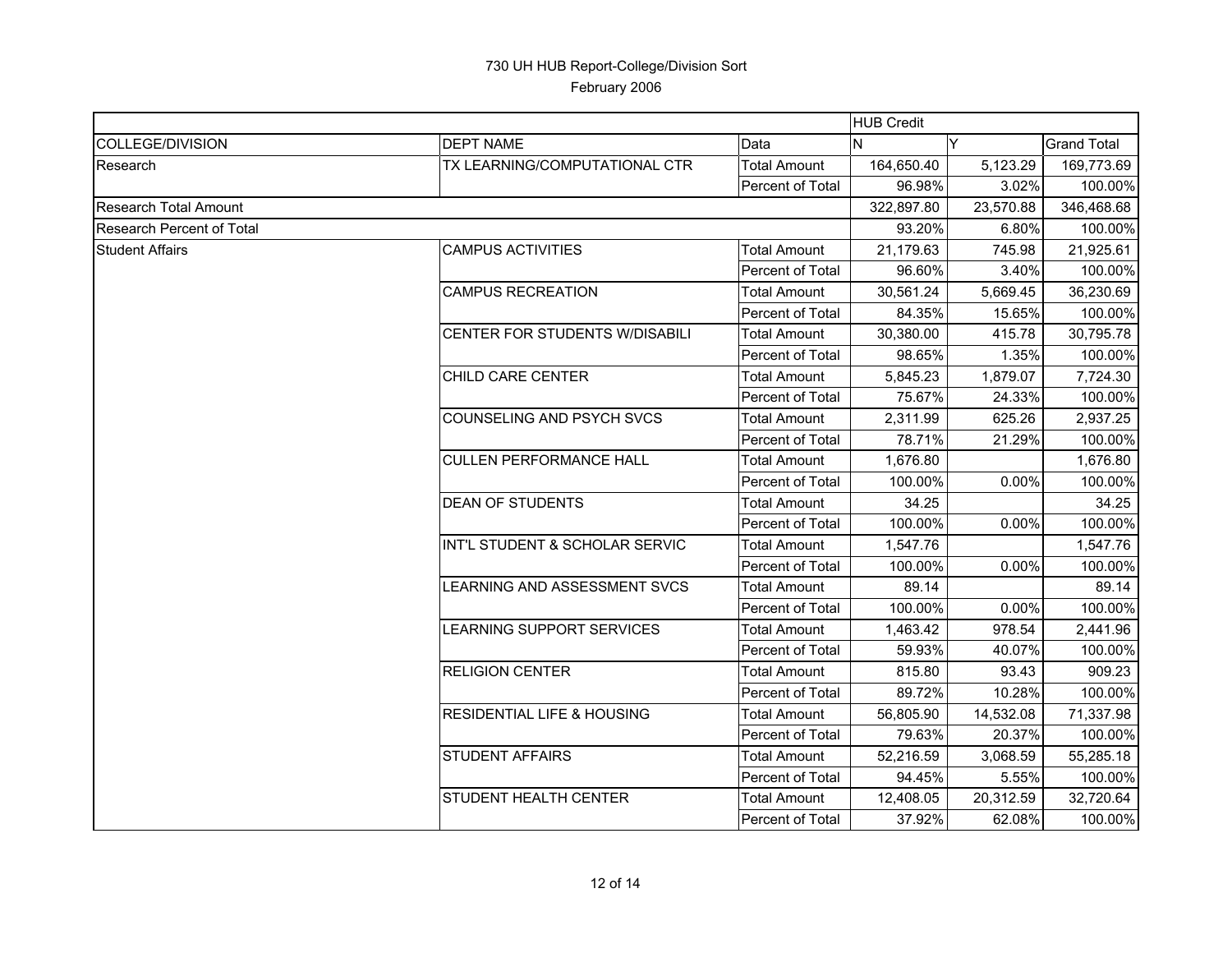# 730 UH HUB Report-College/Division Sort

## February 2006

| | | | HUB Credit | | |
|---|---|---|---|---|---|
| COLLEGE/DIVISION | DEPT NAME | Data | N | Y | Grand Total |
| Research | TX LEARNING/COMPUTATIONAL CTR | Total Amount | 164,650.40 | 5,123.29 | 169,773.69 |
| | | Percent of Total | 96.98% | 3.02% | 100.00% |
| Research Total Amount | | | 322,897.80 | 23,570.88 | 346,468.68 |
| Research Percent of Total | | | 93.20% | 6.80% | 100.00% |
| Student Affairs | CAMPUS ACTIVITIES | Total Amount | 21,179.63 | 745.98 | 21,925.61 |
| | | Percent of Total | 96.60% | 3.40% | 100.00% |
| | CAMPUS RECREATION | Total Amount | 30,561.24 | 5,669.45 | 36,230.69 |
| | | Percent of Total | 84.35% | 15.65% | 100.00% |
| | CENTER FOR STUDENTS W/DISABILI | Total Amount | 30,380.00 | 415.78 | 30,795.78 |
| | | Percent of Total | 98.65% | 1.35% | 100.00% |
| | CHILD CARE CENTER | Total Amount | 5,845.23 | 1,879.07 | 7,724.30 |
| | | Percent of Total | 75.67% | 24.33% | 100.00% |
| | COUNSELING AND PSYCH SVCS | Total Amount | 2,311.99 | 625.26 | 2,937.25 |
| | | Percent of Total | 78.71% | 21.29% | 100.00% |
| | CULLEN PERFORMANCE HALL | Total Amount | 1,676.80 | | 1,676.80 |
| | | Percent of Total | 100.00% | 0.00% | 100.00% |
| | DEAN OF STUDENTS | Total Amount | 34.25 | | 34.25 |
| | | Percent of Total | 100.00% | 0.00% | 100.00% |
| | INT'L STUDENT & SCHOLAR SERVIC | Total Amount | 1,547.76 | | 1,547.76 |
| | | Percent of Total | 100.00% | 0.00% | 100.00% |
| | LEARNING AND ASSESSMENT SVCS | Total Amount | 89.14 | | 89.14 |
| | | Percent of Total | 100.00% | 0.00% | 100.00% |
| | LEARNING SUPPORT SERVICES | Total Amount | 1,463.42 | 978.54 | 2,441.96 |
| | | Percent of Total | 59.93% | 40.07% | 100.00% |
| | RELIGION CENTER | Total Amount | 815.80 | 93.43 | 909.23 |
| | | Percent of Total | 89.72% | 10.28% | 100.00% |
| | RESIDENTIAL LIFE & HOUSING | Total Amount | 56,805.90 | 14,532.08 | 71,337.98 |
| | | Percent of Total | 79.63% | 20.37% | 100.00% |
| | STUDENT AFFAIRS | Total Amount | 52,216.59 | 3,068.59 | 55,285.18 |
| | | Percent of Total | 94.45% | 5.55% | 100.00% |
| | STUDENT HEALTH CENTER | Total Amount | 12,408.05 | 20,312.59 | 32,720.64 |
| | | Percent of Total | 37.92% | 62.08% | 100.00% |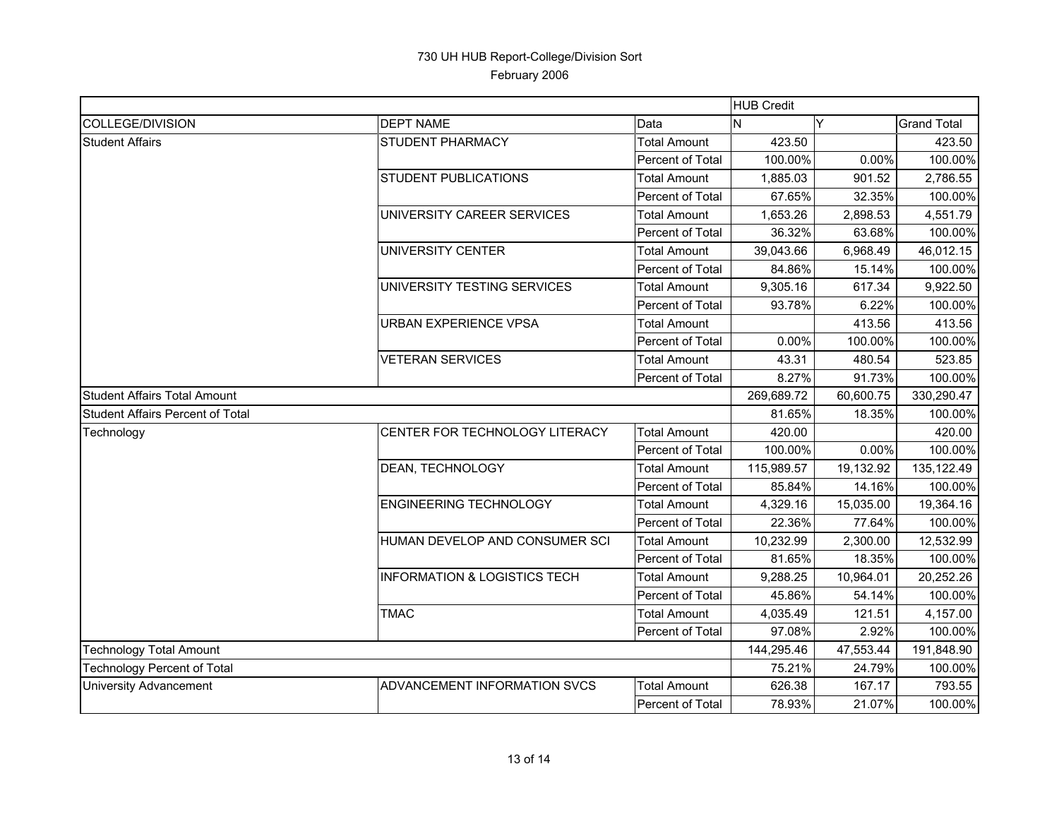# 730 UH HUB Report-College/Division Sort

February 2006

| | | | HUB Credit | | |
|---|---|---|---|---|---|
| COLLEGE/DIVISION | DEPT NAME | Data | N | Y | Grand Total |
| Student Affairs | STUDENT PHARMACY | Total Amount | 423.50 | | 423.50 |
| | | Percent of Total | 100.00% | 0.00% | 100.00% |
| | STUDENT PUBLICATIONS | Total Amount | 1,885.03 | 901.52 | 2,786.55 |
| | | Percent of Total | 67.65% | 32.35% | 100.00% |
| | UNIVERSITY CAREER SERVICES | Total Amount | 1,653.26 | 2,898.53 | 4,551.79 |
| | | Percent of Total | 36.32% | 63.68% | 100.00% |
| | UNIVERSITY CENTER | Total Amount | 39,043.66 | 6,968.49 | 46,012.15 |
| | | Percent of Total | 84.86% | 15.14% | 100.00% |
| | UNIVERSITY TESTING SERVICES | Total Amount | 9,305.16 | 617.34 | 9,922.50 |
| | | Percent of Total | 93.78% | 6.22% | 100.00% |
| | URBAN EXPERIENCE VPSA | Total Amount | | 413.56 | 413.56 |
| | | Percent of Total | 0.00% | 100.00% | 100.00% |
| | VETERAN SERVICES | Total Amount | 43.31 | 480.54 | 523.85 |
| | | Percent of Total | 8.27% | 91.73% | 100.00% |
| Student Affairs Total Amount | | | 269,689.72 | 60,600.75 | 330,290.47 |
| Student Affairs Percent of Total | | | 81.65% | 18.35% | 100.00% |
| Technology | CENTER FOR TECHNOLOGY LITERACY | Total Amount | 420.00 | | 420.00 |
| | | Percent of Total | 100.00% | 0.00% | 100.00% |
| | DEAN, TECHNOLOGY | Total Amount | 115,989.57 | 19,132.92 | 135,122.49 |
| | | Percent of Total | 85.84% | 14.16% | 100.00% |
| | ENGINEERING TECHNOLOGY | Total Amount | 4,329.16 | 15,035.00 | 19,364.16 |
| | | Percent of Total | 22.36% | 77.64% | 100.00% |
| | HUMAN DEVELOP AND CONSUMER SCI | Total Amount | 10,232.99 | 2,300.00 | 12,532.99 |
| | | Percent of Total | 81.65% | 18.35% | 100.00% |
| | INFORMATION & LOGISTICS TECH | Total Amount | 9,288.25 | 10,964.01 | 20,252.26 |
| | | Percent of Total | 45.86% | 54.14% | 100.00% |
| | TMAC | Total Amount | 4,035.49 | 121.51 | 4,157.00 |
| | | Percent of Total | 97.08% | 2.92% | 100.00% |
| Technology Total Amount | | | 144,295.46 | 47,553.44 | 191,848.90 |
| Technology Percent of Total | | | 75.21% | 24.79% | 100.00% |
| University Advancement | ADVANCEMENT INFORMATION SVCS | Total Amount | 626.38 | 167.17 | 793.55 |
| | | Percent of Total | 78.93% | 21.07% | 100.00% |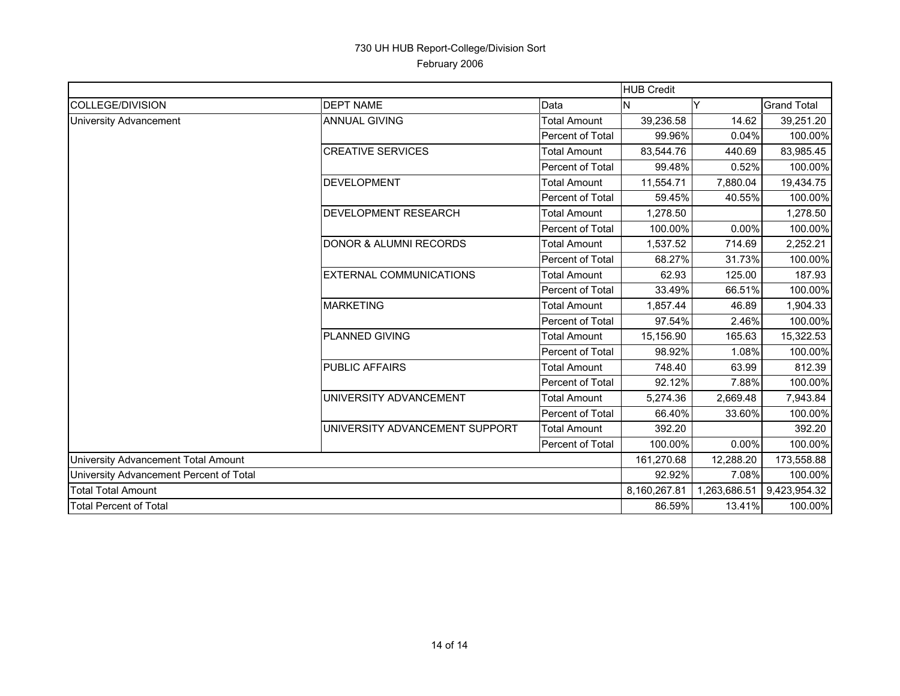# 730 UH HUB Report-College/Division Sort

February 2006

| | | | HUB Credit | | |
|---|---|---|---|---|---|
| COLLEGE/DIVISION | DEPT NAME | Data | N | Y | Grand Total |
| University Advancement | ANNUAL GIVING | Total Amount | 39,236.58 | 14.62 | 39,251.20 |
| | | Percent of Total | 99.96% | 0.04% | 100.00% |
| | CREATIVE SERVICES | Total Amount | 83,544.76 | 440.69 | 83,985.45 |
| | | Percent of Total | 99.48% | 0.52% | 100.00% |
| | DEVELOPMENT | Total Amount | 11,554.71 | 7,880.04 | 19,434.75 |
| | | Percent of Total | 59.45% | 40.55% | 100.00% |
| | DEVELOPMENT RESEARCH | Total Amount | 1,278.50 | | 1,278.50 |
| | | Percent of Total | 100.00% | 0.00% | 100.00% |
| | DONOR & ALUMNI RECORDS | Total Amount | 1,537.52 | 714.69 | 2,252.21 |
| | | Percent of Total | 68.27% | 31.73% | 100.00% |
| | EXTERNAL COMMUNICATIONS | Total Amount | 62.93 | 125.00 | 187.93 |
| | | Percent of Total | 33.49% | 66.51% | 100.00% |
| | MARKETING | Total Amount | 1,857.44 | 46.89 | 1,904.33 |
| | | Percent of Total | 97.54% | 2.46% | 100.00% |
| | PLANNED GIVING | Total Amount | 15,156.90 | 165.63 | 15,322.53 |
| | | Percent of Total | 98.92% | 1.08% | 100.00% |
| | PUBLIC AFFAIRS | Total Amount | 748.40 | 63.99 | 812.39 |
| | | Percent of Total | 92.12% | 7.88% | 100.00% |
| | UNIVERSITY ADVANCEMENT | Total Amount | 5,274.36 | 2,669.48 | 7,943.84 |
| | | Percent of Total | 66.40% | 33.60% | 100.00% |
| | UNIVERSITY ADVANCEMENT SUPPORT | Total Amount | 392.20 | | 392.20 |
| | | Percent of Total | 100.00% | 0.00% | 100.00% |
| University Advancement Total Amount | | | 161,270.68 | 12,288.20 | 173,558.88 |
| University Advancement Percent of Total | | | 92.92% | 7.08% | 100.00% |
| Total Total Amount | | | 8,160,267.81 | 1,263,686.51 | 9,423,954.32 |
| Total Percent of Total | | | 86.59% | 13.41% | 100.00% |